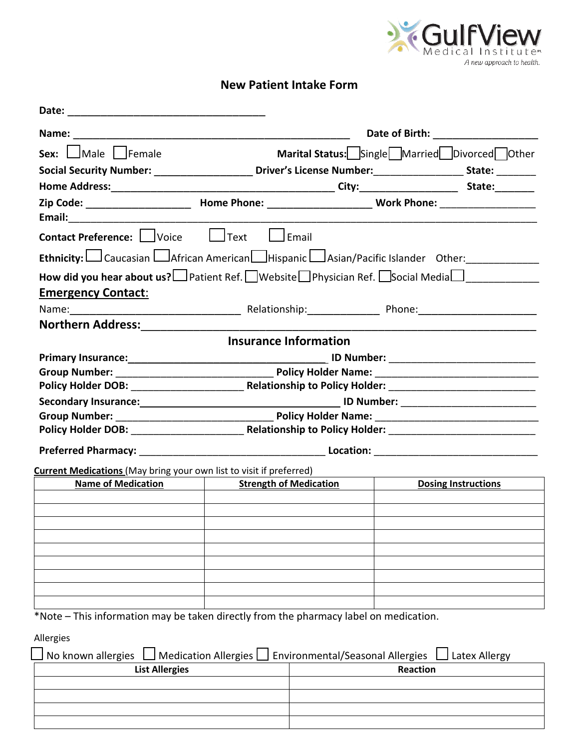GulfView Medical Institute
A new approach to health.

# New Patient Intake Form

**Date:** ___________________________________

**Name:** _________________________________________________ **Date of Birth:** __________________

**Sex:** ☐ Male ☐ Female **Marital Status:** ☐ Single ☐ Married ☐ Divorced ☐ Other

**Social Security Number:** _________________ **Driver's License Number:** _______________ **State:** _______

**Home Address:** ________________________________________ **City:** _________________ **State:** _______

**Zip Code:** __________________ **Home Phone:** __________________ **Work Phone:** _________________

**Email:** ____________________________________________________________________________________

**Contact Preference:** ☐ Voice ☐ Text ☐ Email

**Ethnicity:** ☐ Caucasian ☐ African American ☐ Hispanic ☐ Asian/Pacific Islander Other: ____________

**How did you hear about us?** ☐ Patient Ref. ☐ Website ☐ Physician Ref. ☐ Social Media ☐ ____________

## Emergency Contact:

Name: _______________________________ Relationship: ____________ Phone: ____________________

## Northern Address: _____________________________________________________________

## Insurance Information

**Primary Insurance:** ___________________________________ **ID Number:** __________________________

**Group Number:** ____________________________ **Policy Holder Name:** _____________________________

**Policy Holder DOB:** ____________________ **Relationship to Policy Holder:** __________________________

**Secondary Insurance:** ___________________________________ **ID Number:** ________________________

**Group Number:** ____________________________ **Policy Holder Name:** _____________________________

**Policy Holder DOB:** ____________________ **Relationship to Policy Holder:** __________________________

**Preferred Pharmacy:** _________________________________ **Location:** _____________________________

**Current Medications** (May bring your own list to visit if preferred)

| Name of Medication | Strength of Medication | Dosing Instructions |
|---|---|---|
| | | |
| | | |
| | | |
| | | |
| | | |
| | | |
| | | |
| | | |
| | | |

*Note – This information may be taken directly from the pharmacy label on medication.

Allergies

☐ No known allergies ☐ Medication Allergies ☐ Environmental/Seasonal Allergies ☐ Latex Allergy

| List Allergies | Reaction |
|---|---|
| | |
| | |
| | |
| | |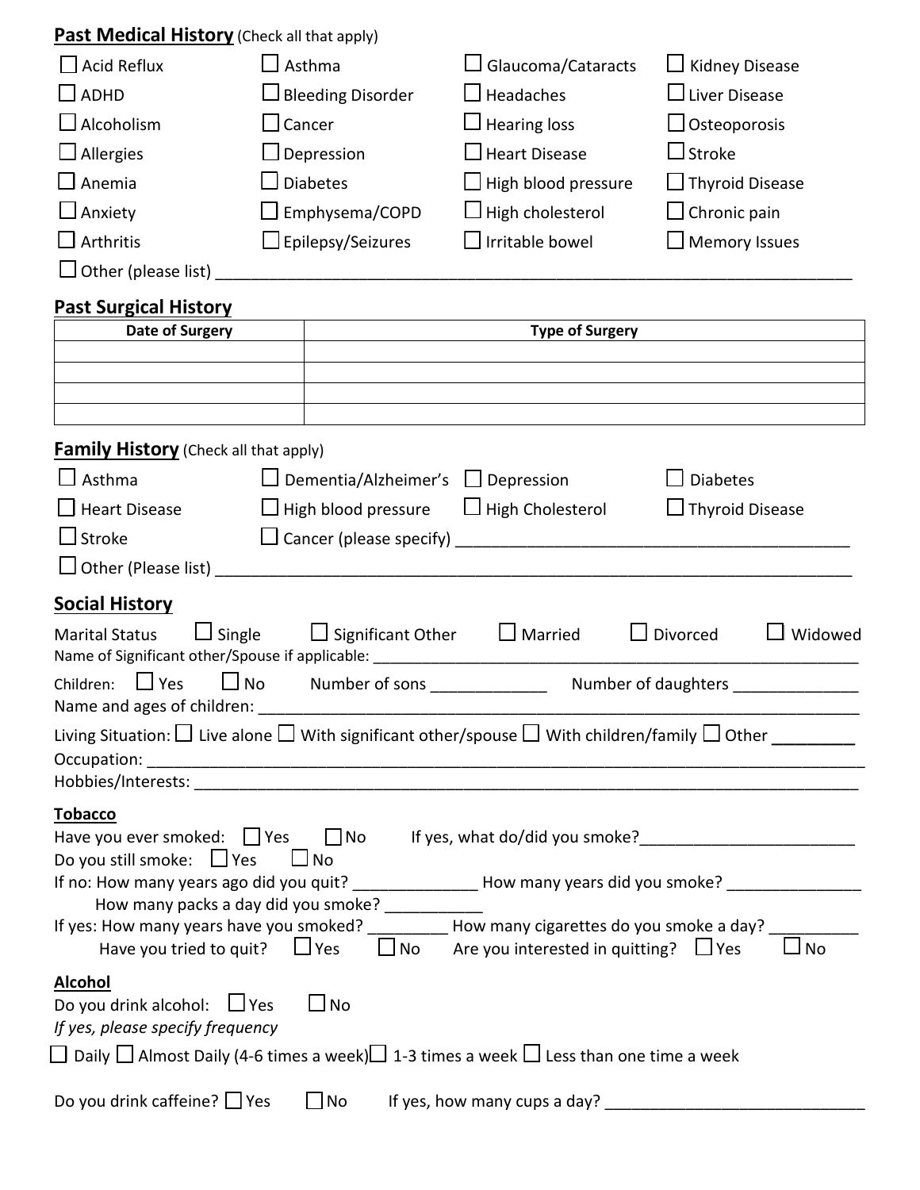## Past Medical History (Check all that apply)

| | | | |
|---|---|---|---|
| ☐ Acid Reflux | ☐ Asthma | ☐ Glaucoma/Cataracts | ☐ Kidney Disease |
| ☐ ADHD | ☐ Bleeding Disorder | ☐ Headaches | ☐ Liver Disease |
| ☐ Alcoholism | ☐ Cancer | ☐ Hearing loss | ☐ Osteoporosis |
| ☐ Allergies | ☐ Depression | ☐ Heart Disease | ☐ Stroke |
| ☐ Anemia | ☐ Diabetes | ☐ High blood pressure | ☐ Thyroid Disease |
| ☐ Anxiety | ☐ Emphysema/COPD | ☐ High cholesterol | ☐ Chronic pain |
| ☐ Arthritis | ☐ Epilepsy/Seizures | ☐ Irritable bowel | ☐ Memory Issues |

☐ Other (please list) ___________________________________________________________________________

## Past Surgical History

| Date of Surgery | Type of Surgery |
|---|---|
| | |
| | |
| | |
| | |

## Family History (Check all that apply)

| | | | |
|---|---|---|---|
| ☐ Asthma | ☐ Dementia/Alzheimer's | ☐ Depression | ☐ Diabetes |
| ☐ Heart Disease | ☐ High blood pressure | ☐ High Cholesterol | ☐ Thyroid Disease |
| ☐ Stroke | ☐ Cancer (please specify) _____________________________________________ | | |

☐ Other (Please list) ___________________________________________________________________________

## Social History

Marital Status ☐ Single ☐ Significant Other ☐ Married ☐ Divorced ☐ Widowed

Name of Significant other/Spouse if applicable: ___________________________________________________________

Children: ☐ Yes ☐ No Number of sons _____________ Number of daughters ______________

Name and ages of children: _________________________________________________________________________

Living Situation: ☐ Live alone ☐ With significant other/spouse ☐ With children/family ☐ Other _________

Occupation: __________________________________________________________________________________

Hobbies/Interests: _____________________________________________________________________________

**Tobacco**

Have you ever smoked: ☐ Yes ☐ No If yes, what do/did you smoke?________________________

Do you still smoke: ☐ Yes ☐ No

If no: How many years ago did you quit? ______________ How many years did you smoke? _______________

How many packs a day did you smoke? ___________

If yes: How many years have you smoked? _________ How many cigarettes do you smoke a day? __________

Have you tried to quit? ☐ Yes ☐ No Are you interested in quitting? ☐ Yes ☐ No

**Alcohol**

Do you drink alcohol: ☐ Yes ☐ No

*If yes, please specify frequency*

☐ Daily ☐ Almost Daily (4-6 times a week) ☐ 1-3 times a week ☐ Less than one time a week

Do you drink caffeine? ☐ Yes ☐ No If yes, how many cups a day? ____________________________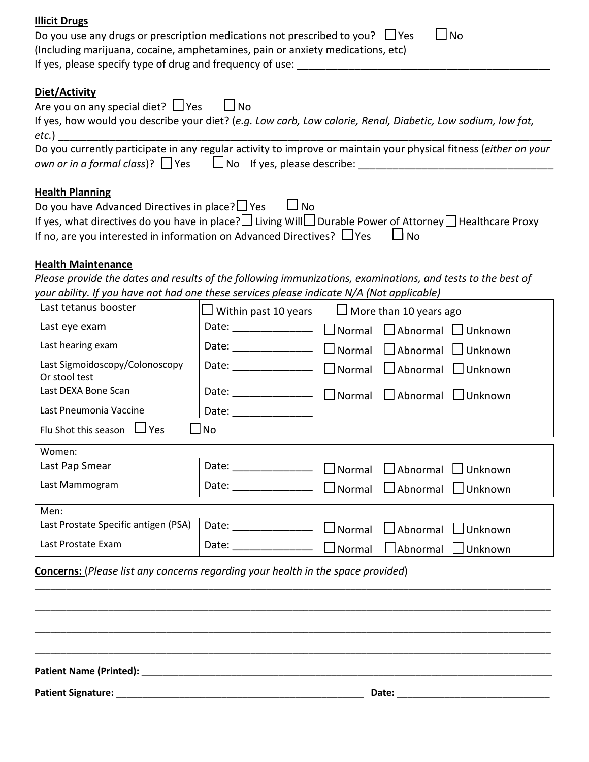**Illicit Drugs**

Do you use any drugs or prescription medications not prescribed to you? ☐ Yes ☐ No
(Including marijuana, cocaine, amphetamines, pain or anxiety medications, etc)
If yes, please specify type of drug and frequency of use: ___________________________________________

**Diet/Activity**

Are you on any special diet? ☐ Yes ☐ No
If yes, how would you describe your diet? (*e.g. Low carb, Low calorie, Renal, Diabetic, Low sodium, low fat, etc.*) ___________________________________________________________________________________
Do you currently participate in any regular activity to improve or maintain your physical fitness (*either on your own or in a formal class*)? ☐ Yes ☐ No If yes, please describe: ________________________________

**Health Planning**

Do you have Advanced Directives in place? ☐ Yes ☐ No
If yes, what directives do you have in place? ☐ Living Will ☐ Durable Power of Attorney ☐ Healthcare Proxy
If no, are you interested in information on Advanced Directives? ☐ Yes ☐ No

**Health Maintenance**

*Please provide the dates and results of the following immunizations, examinations, and tests to the best of your ability. If you have not had one these services please indicate N/A (Not applicable)*

| | | |
|---|---|---|
| Last tetanus booster | ☐ Within past 10 years | ☐ More than 10 years ago |
| Last eye exam | Date: ______________ | ☐ Normal ☐ Abnormal ☐ Unknown |
| Last hearing exam | Date: ______________ | ☐ Normal ☐ Abnormal ☐ Unknown |
| Last Sigmoidoscopy/Colonoscopy Or stool test | Date: ______________ | ☐ Normal ☐ Abnormal ☐ Unknown |
| Last DEXA Bone Scan | Date: ______________ | ☐ Normal ☐ Abnormal ☐ Unknown |
| Last Pneumonia Vaccine | Date: ______________ | |
| Flu Shot this season ☐ Yes | ☐ No | |

| | | |
|---|---|---|
| Women: | | |
| Last Pap Smear | Date: ______________ | ☐ Normal ☐ Abnormal ☐ Unknown |
| Last Mammogram | Date: ______________ | ☐ Normal ☐ Abnormal ☐ Unknown |

| | | |
|---|---|---|
| Men: | | |
| Last Prostate Specific antigen (PSA) | Date: ______________ | ☐ Normal ☐ Abnormal ☐ Unknown |
| Last Prostate Exam | Date: ______________ | ☐ Normal ☐ Abnormal ☐ Unknown |

**Concerns:** (*Please list any concerns regarding your health in the space provided*)

___________________________________________________________________________________________

___________________________________________________________________________________________

___________________________________________________________________________________________

___________________________________________________________________________________________

**Patient Name (Printed):** ___________________________________________________________________

**Patient Signature:** ____________________________________________ **Date:** ___________________________